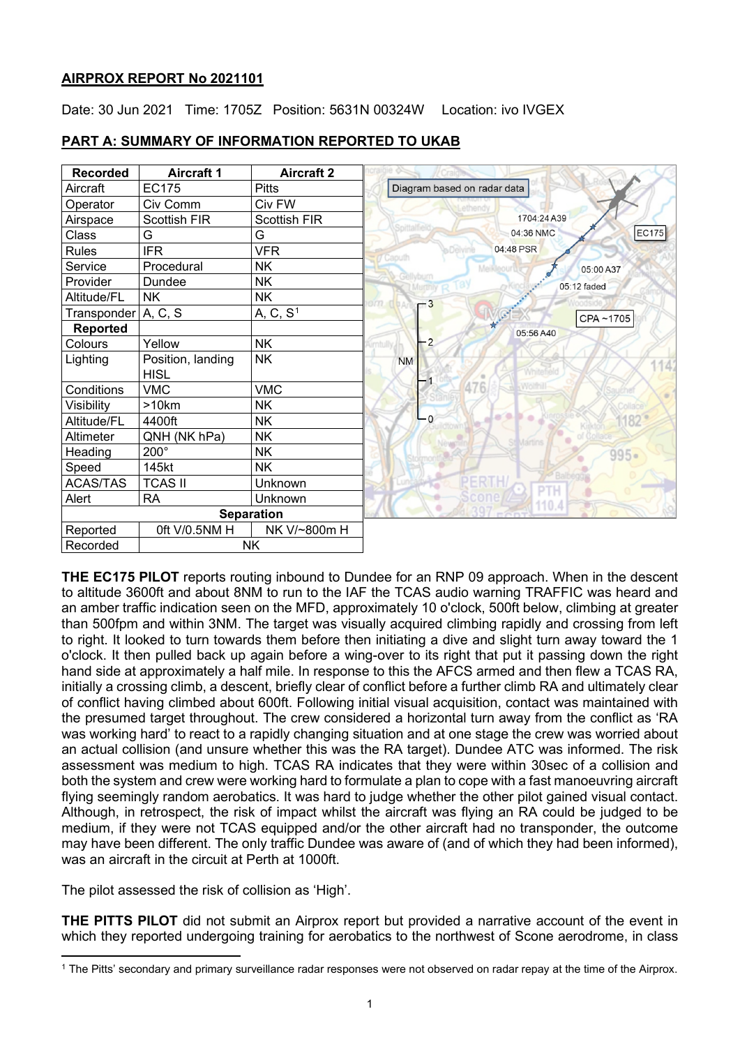## AIRPROX REPORT No 2021101

Date: 30 Jun 2021 Time: 1705Z Position: 5631N 00324W Location: ivo IVGEX

### PART A: SUMMARY OF INFORMATION REPORTED TO UKAB

| Recorded | Aircraft 1 | Aircraft 2 |
|---|---|---|
| Aircraft | EC175 | Pitts |
| Operator | Civ Comm | Civ FW |
| Airspace | Scottish FIR | Scottish FIR |
| Class | G | G |
| Rules | IFR | VFR |
| Service | Procedural | NK |
| Provider | Dundee | NK |
| Altitude/FL | NK | NK |
| Transponder | A, C, S | A, C, S[1] |
| **Reported** | | |
| Colours | Yellow | NK |
| Lighting | Position, landing HISL | NK |
| Conditions | VMC | VMC |
| Visibility | >10km | NK |
| Altitude/FL | 4400ft | NK |
| Altimeter | QNH (NK hPa) | NK |
| Heading | 200° | NK |
| Speed | 145kt | NK |
| ACAS/TAS | TCAS II | Unknown |
| Alert | RA | Unknown |
| **Separation** | | |
| Reported | 0ft V/0.5NM H | NK V/~800m H |
| Recorded | NK | |

Diagram based on radar data

**THE EC175 PILOT** reports routing inbound to Dundee for an RNP 09 approach. When in the descent to altitude 3600ft and about 8NM to run to the IAF the TCAS audio warning TRAFFIC was heard and an amber traffic indication seen on the MFD, approximately 10 o'clock, 500ft below, climbing at greater than 500fpm and within 3NM. The target was visually acquired climbing rapidly and crossing from left to right. It looked to turn towards them before then initiating a dive and slight turn away toward the 1 o'clock. It then pulled back up again before a wing-over to its right that put it passing down the right hand side at approximately a half mile. In response to this the AFCS armed and then flew a TCAS RA, initially a crossing climb, a descent, briefly clear of conflict before a further climb RA and ultimately clear of conflict having climbed about 600ft. Following initial visual acquisition, contact was maintained with the presumed target throughout. The crew considered a horizontal turn away from the conflict as 'RA was working hard' to react to a rapidly changing situation and at one stage the crew was worried about an actual collision (and unsure whether this was the RA target). Dundee ATC was informed. The risk assessment was medium to high. TCAS RA indicates that they were within 30sec of a collision and both the system and crew were working hard to formulate a plan to cope with a fast manoeuvring aircraft flying seemingly random aerobatics. It was hard to judge whether the other pilot gained visual contact. Although, in retrospect, the risk of impact whilst the aircraft was flying an RA could be judged to be medium, if they were not TCAS equipped and/or the other aircraft had no transponder, the outcome may have been different. The only traffic Dundee was aware of (and of which they had been informed), was an aircraft in the circuit at Perth at 1000ft.

The pilot assessed the risk of collision as 'High'.

**THE PITTS PILOT** did not submit an Airprox report but provided a narrative account of the event in which they reported undergoing training for aerobatics to the northwest of Scone aerodrome, in class

[1] The Pitts' secondary and primary surveillance radar responses were not observed on radar repay at the time of the Airprox.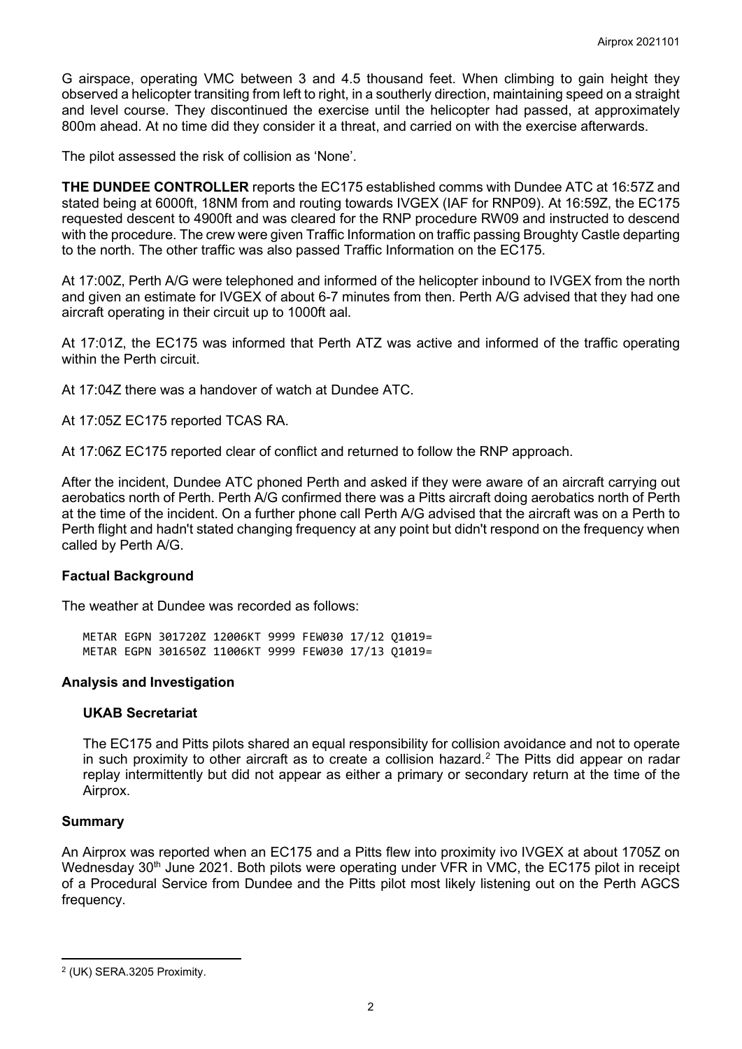G airspace, operating VMC between 3 and 4.5 thousand feet. When climbing to gain height they observed a helicopter transiting from left to right, in a southerly direction, maintaining speed on a straight and level course. They discontinued the exercise until the helicopter had passed, at approximately 800m ahead. At no time did they consider it a threat, and carried on with the exercise afterwards.

The pilot assessed the risk of collision as 'None'.

**THE DUNDEE CONTROLLER** reports the EC175 established comms with Dundee ATC at 16:57Z and stated being at 6000ft, 18NM from and routing towards IVGEX (IAF for RNP09). At 16:59Z, the EC175 requested descent to 4900ft and was cleared for the RNP procedure RW09 and instructed to descend with the procedure. The crew were given Traffic Information on traffic passing Broughty Castle departing to the north. The other traffic was also passed Traffic Information on the EC175.

At 17:00Z, Perth A/G were telephoned and informed of the helicopter inbound to IVGEX from the north and given an estimate for IVGEX of about 6-7 minutes from then. Perth A/G advised that they had one aircraft operating in their circuit up to 1000ft aal.

At 17:01Z, the EC175 was informed that Perth ATZ was active and informed of the traffic operating within the Perth circuit.

At 17:04Z there was a handover of watch at Dundee ATC.

At 17:05Z EC175 reported TCAS RA.

At 17:06Z EC175 reported clear of conflict and returned to follow the RNP approach.

After the incident, Dundee ATC phoned Perth and asked if they were aware of an aircraft carrying out aerobatics north of Perth. Perth A/G confirmed there was a Pitts aircraft doing aerobatics north of Perth at the time of the incident. On a further phone call Perth A/G advised that the aircraft was on a Perth to Perth flight and hadn't stated changing frequency at any point but didn't respond on the frequency when called by Perth A/G.

### Factual Background

The weather at Dundee was recorded as follows:

```
METAR EGPN 301720Z 12006KT 9999 FEW030 17/12 Q1019=
METAR EGPN 301650Z 11006KT 9999 FEW030 17/13 Q1019=
```

### Analysis and Investigation

#### UKAB Secretariat

The EC175 and Pitts pilots shared an equal responsibility for collision avoidance and not to operate in such proximity to other aircraft as to create a collision hazard.[2] The Pitts did appear on radar replay intermittently but did not appear as either a primary or secondary return at the time of the Airprox.

### Summary

An Airprox was reported when an EC175 and a Pitts flew into proximity ivo IVGEX at about 1705Z on Wednesday 30th June 2021. Both pilots were operating under VFR in VMC, the EC175 pilot in receipt of a Procedural Service from Dundee and the Pitts pilot most likely listening out on the Perth AGCS frequency.

---

[2] (UK) SERA.3205 Proximity.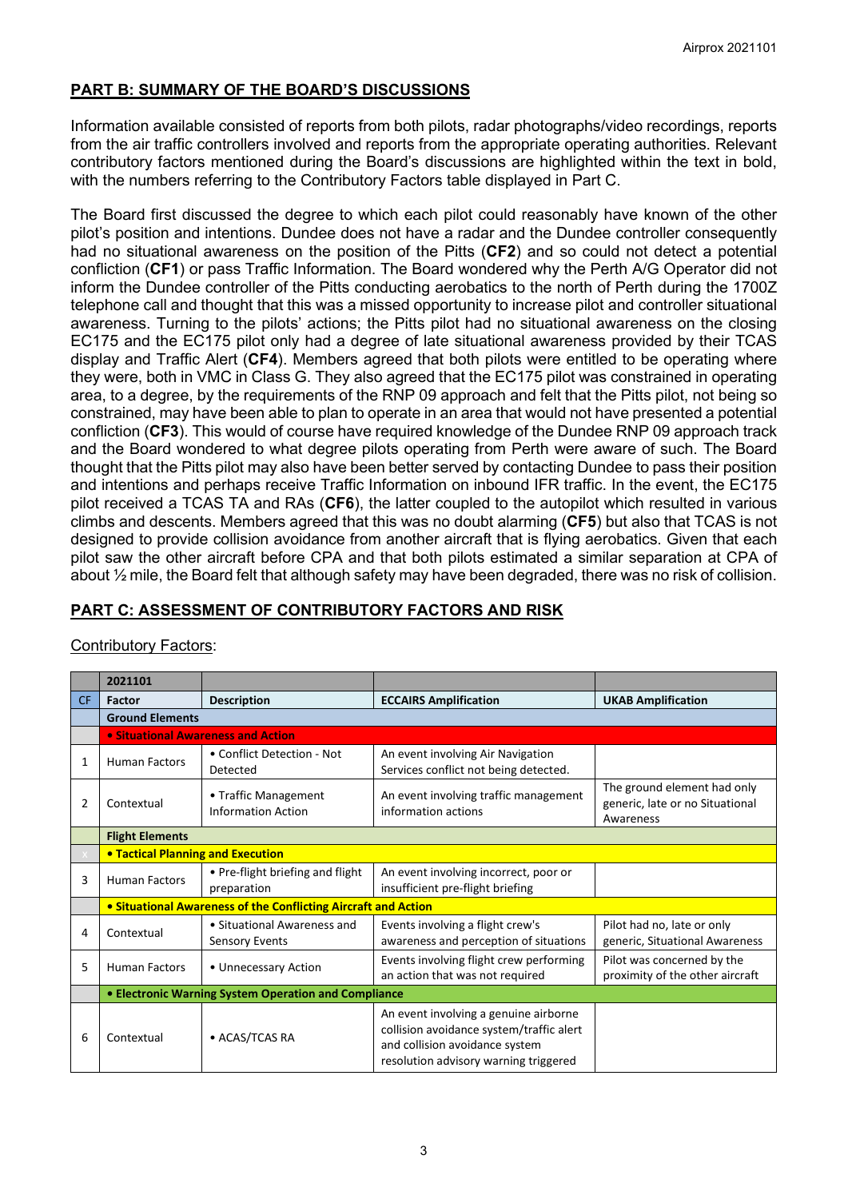## PART B: SUMMARY OF THE BOARD'S DISCUSSIONS

Information available consisted of reports from both pilots, radar photographs/video recordings, reports from the air traffic controllers involved and reports from the appropriate operating authorities. Relevant contributory factors mentioned during the Board's discussions are highlighted within the text in bold, with the numbers referring to the Contributory Factors table displayed in Part C.

The Board first discussed the degree to which each pilot could reasonably have known of the other pilot's position and intentions. Dundee does not have a radar and the Dundee controller consequently had no situational awareness on the position of the Pitts (**CF2**) and so could not detect a potential confliction (**CF1**) or pass Traffic Information. The Board wondered why the Perth A/G Operator did not inform the Dundee controller of the Pitts conducting aerobatics to the north of Perth during the 1700Z telephone call and thought that this was a missed opportunity to increase pilot and controller situational awareness. Turning to the pilots' actions; the Pitts pilot had no situational awareness on the closing EC175 and the EC175 pilot only had a degree of late situational awareness provided by their TCAS display and Traffic Alert (**CF4**). Members agreed that both pilots were entitled to be operating where they were, both in VMC in Class G. They also agreed that the EC175 pilot was constrained in operating area, to a degree, by the requirements of the RNP 09 approach and felt that the Pitts pilot, not being so constrained, may have been able to plan to operate in an area that would not have presented a potential confliction (**CF3**). This would of course have required knowledge of the Dundee RNP 09 approach track and the Board wondered to what degree pilots operating from Perth were aware of such. The Board thought that the Pitts pilot may also have been better served by contacting Dundee to pass their position and intentions and perhaps receive Traffic Information on inbound IFR traffic. In the event, the EC175 pilot received a TCAS TA and RAs (**CF6**), the latter coupled to the autopilot which resulted in various climbs and descents. Members agreed that this was no doubt alarming (**CF5**) but also that TCAS is not designed to provide collision avoidance from another aircraft that is flying aerobatics. Given that each pilot saw the other aircraft before CPA and that both pilots estimated a similar separation at CPA of about ½ mile, the Board felt that although safety may have been degraded, there was no risk of collision.

## PART C: ASSESSMENT OF CONTRIBUTORY FACTORS AND RISK

Contributory Factors:

| | 2021101 | | | |
|---|---|---|---|---|
| CF | Factor | Description | ECCAIRS Amplification | UKAB Amplification |
| | **Ground Elements** | | | |
| | **• Situational Awareness and Action** | | | |
| 1 | Human Factors | • Conflict Detection - Not Detected | An event involving Air Navigation Services conflict not being detected. | |
| 2 | Contextual | • Traffic Management Information Action | An event involving traffic management information actions | The ground element had only generic, late or no Situational Awareness |
| | **Flight Elements** | | | |
| | **• Tactical Planning and Execution** | | | |
| 3 | Human Factors | • Pre-flight briefing and flight preparation | An event involving incorrect, poor or insufficient pre-flight briefing | |
| | **• Situational Awareness of the Conflicting Aircraft and Action** | | | |
| 4 | Contextual | • Situational Awareness and Sensory Events | Events involving a flight crew's awareness and perception of situations | Pilot had no, late or only generic, Situational Awareness |
| 5 | Human Factors | • Unnecessary Action | Events involving flight crew performing an action that was not required | Pilot was concerned by the proximity of the other aircraft |
| | **• Electronic Warning System Operation and Compliance** | | | |
| 6 | Contextual | • ACAS/TCAS RA | An event involving a genuine airborne collision avoidance system/traffic alert and collision avoidance system resolution advisory warning triggered | |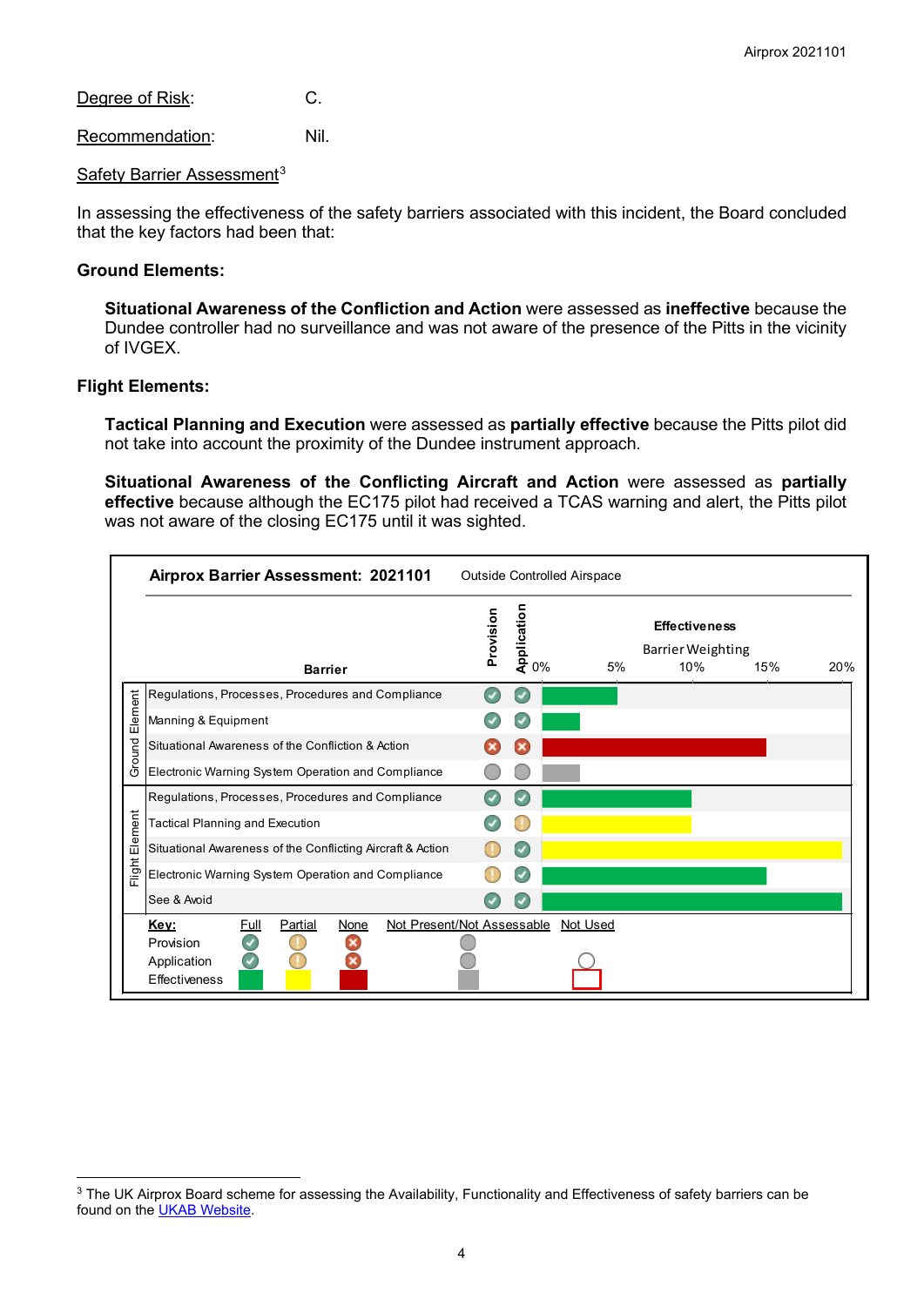Degree of Risk: C.

Recommendation: Nil.

Safety Barrier Assessment[3]

In assessing the effectiveness of the safety barriers associated with this incident, the Board concluded that the key factors had been that:

**Ground Elements:**

**Situational Awareness of the Confliction and Action** were assessed as **ineffective** because the Dundee controller had no surveillance and was not aware of the presence of the Pitts in the vicinity of IVGEX.

**Flight Elements:**

**Tactical Planning and Execution** were assessed as **partially effective** because the Pitts pilot did not take into account the proximity of the Dundee instrument approach.

**Situational Awareness of the Conflicting Aircraft and Action** were assessed as **partially effective** because although the EC175 pilot had received a TCAS warning and alert, the Pitts pilot was not aware of the closing EC175 until it was sighted.

Airprox Barrier Assessment: 2021101
Outside Controlled Airspace

Barrier
Provision
Application
Effectiveness
Barrier Weighting
0% 5% 10% 15% 20%

Ground Element
Regulations, Processes, Procedures and Compliance
Manning & Equipment
Situational Awareness of the Confliction & Action
Electronic Warning System Operation and Compliance

Flight Element
Regulations, Processes, Procedures and Compliance
Tactical Planning and Execution
Situational Awareness of the Conflicting Aircraft & Action
Electronic Warning System Operation and Compliance
See & Avoid

Key: Full Partial None Not Present/Not Assessable Not Used
Provision
Application
Effectiveness

[3] The UK Airprox Board scheme for assessing the Availability, Functionality and Effectiveness of safety barriers can be found on the UKAB Website.